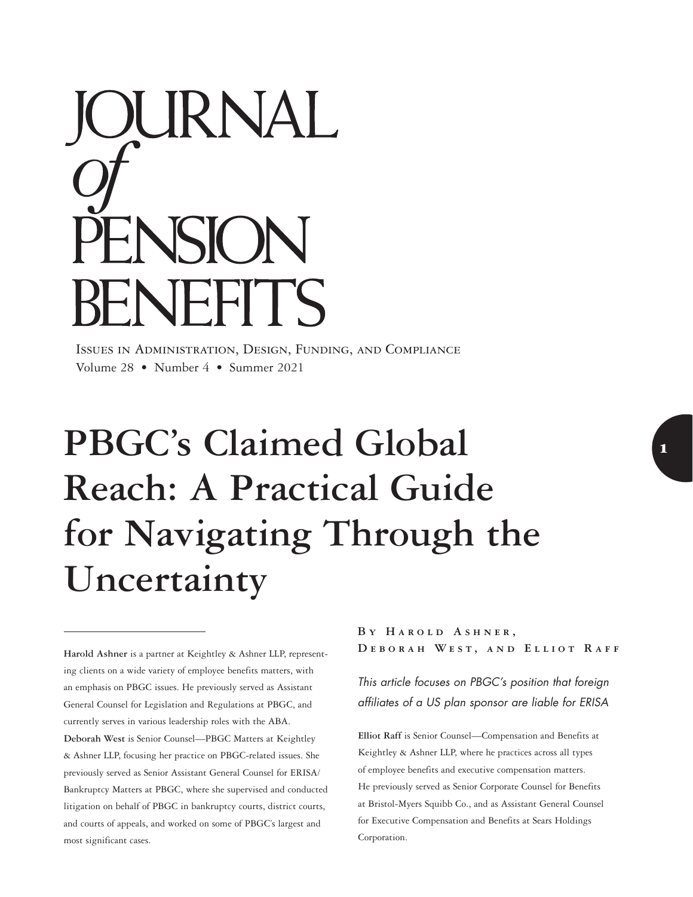# JOURNAL *of* PENSION BENEFITS

Issues in Administration, Design, Funding, and Compliance

Volume 28 • Number 4 • Summer 2021

# PBGC's Claimed Global Reach: A Practical Guide for Navigating Through the Uncertainty

By Harold Ashner, Deborah West, and Elliot Raff

*This article focuses on PBGC's position that foreign affiliates of a US plan sponsor are liable for ERISA*

**Harold Ashner** is a partner at Keightley & Ashner LLP, representing clients on a wide variety of employee benefits matters, with an emphasis on PBGC issues. He previously served as Assistant General Counsel for Legislation and Regulations at PBGC, and currently serves in various leadership roles with the ABA. **Deborah West** is Senior Counsel—PBGC Matters at Keightley & Ashner LLP, focusing her practice on PBGC-related issues. She previously served as Senior Assistant General Counsel for ERISA/Bankruptcy Matters at PBGC, where she supervised and conducted litigation on behalf of PBGC in bankruptcy courts, district courts, and courts of appeals, and worked on some of PBGC's largest and most significant cases.

**Elliot Raff** is Senior Counsel—Compensation and Benefits at Keightley & Ashner LLP, where he practices across all types of employee benefits and executive compensation matters. He previously served as Senior Corporate Counsel for Benefits at Bristol-Myers Squibb Co., and as Assistant General Counsel for Executive Compensation and Benefits at Sears Holdings Corporation.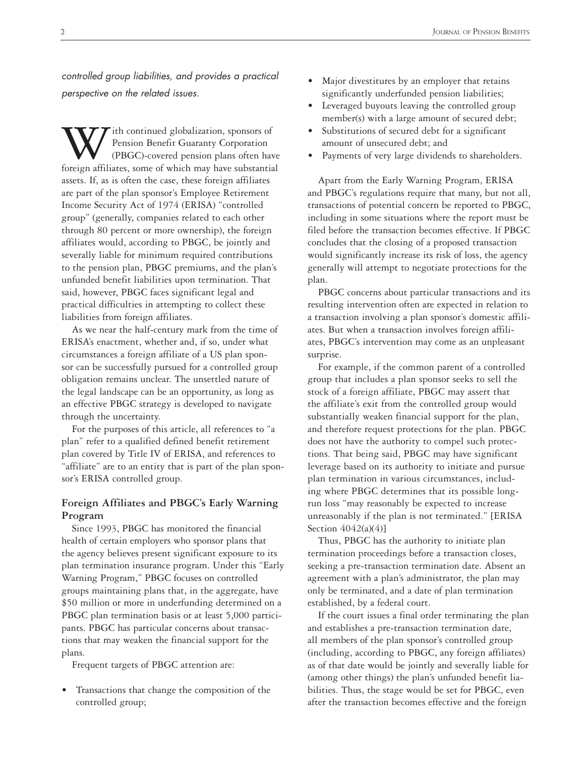*controlled group liabilities, and provides a practical perspective on the related issues.*

With continued globalization, sponsors of Pension Benefit Guaranty Corporation (PBGC)-covered pension plans often have foreign affiliates, some of which may have substantial assets. If, as is often the case, these foreign affiliates are part of the plan sponsor's Employee Retirement Income Security Act of 1974 (ERISA) "controlled group" (generally, companies related to each other through 80 percent or more ownership), the foreign affiliates would, according to PBGC, be jointly and severally liable for minimum required contributions to the pension plan, PBGC premiums, and the plan's unfunded benefit liabilities upon termination. That said, however, PBGC faces significant legal and practical difficulties in attempting to collect these liabilities from foreign affiliates.

As we near the half-century mark from the time of ERISA's enactment, whether and, if so, under what circumstances a foreign affiliate of a US plan sponsor can be successfully pursued for a controlled group obligation remains unclear. The unsettled nature of the legal landscape can be an opportunity, as long as an effective PBGC strategy is developed to navigate through the uncertainty.

For the purposes of this article, all references to "a plan" refer to a qualified defined benefit retirement plan covered by Title IV of ERISA, and references to "affiliate" are to an entity that is part of the plan sponsor's ERISA controlled group.

## Foreign Affiliates and PBGC's Early Warning Program

Since 1993, PBGC has monitored the financial health of certain employers who sponsor plans that the agency believes present significant exposure to its plan termination insurance program. Under this "Early Warning Program," PBGC focuses on controlled groups maintaining plans that, in the aggregate, have $50 million or more in underfunding determined on a PBGC plan termination basis or at least 5,000 participants. PBGC has particular concerns about transactions that may weaken the financial support for the plans.

Frequent targets of PBGC attention are:

- Transactions that change the composition of the controlled group;
- Major divestitures by an employer that retains significantly underfunded pension liabilities;
- Leveraged buyouts leaving the controlled group member(s) with a large amount of secured debt;
- Substitutions of secured debt for a significant amount of unsecured debt; and
- Payments of very large dividends to shareholders.

Apart from the Early Warning Program, ERISA and PBGC's regulations require that many, but not all, transactions of potential concern be reported to PBGC, including in some situations where the report must be filed before the transaction becomes effective. If PBGC concludes that the closing of a proposed transaction would significantly increase its risk of loss, the agency generally will attempt to negotiate protections for the plan.

PBGC concerns about particular transactions and its resulting intervention often are expected in relation to a transaction involving a plan sponsor's domestic affiliates. But when a transaction involves foreign affiliates, PBGC's intervention may come as an unpleasant surprise.

For example, if the common parent of a controlled group that includes a plan sponsor seeks to sell the stock of a foreign affiliate, PBGC may assert that the affiliate's exit from the controlled group would substantially weaken financial support for the plan, and therefore request protections for the plan. PBGC does not have the authority to compel such protections. That being said, PBGC may have significant leverage based on its authority to initiate and pursue plan termination in various circumstances, including where PBGC determines that its possible long-run loss "may reasonably be expected to increase unreasonably if the plan is not terminated." [ERISA Section 4042(a)(4)]

Thus, PBGC has the authority to initiate plan termination proceedings before a transaction closes, seeking a pre-transaction termination date. Absent an agreement with a plan's administrator, the plan may only be terminated, and a date of plan termination established, by a federal court.

If the court issues a final order terminating the plan and establishes a pre-transaction termination date, all members of the plan sponsor's controlled group (including, according to PBGC, any foreign affiliates) as of that date would be jointly and severally liable for (among other things) the plan's unfunded benefit liabilities. Thus, the stage would be set for PBGC, even after the transaction becomes effective and the foreign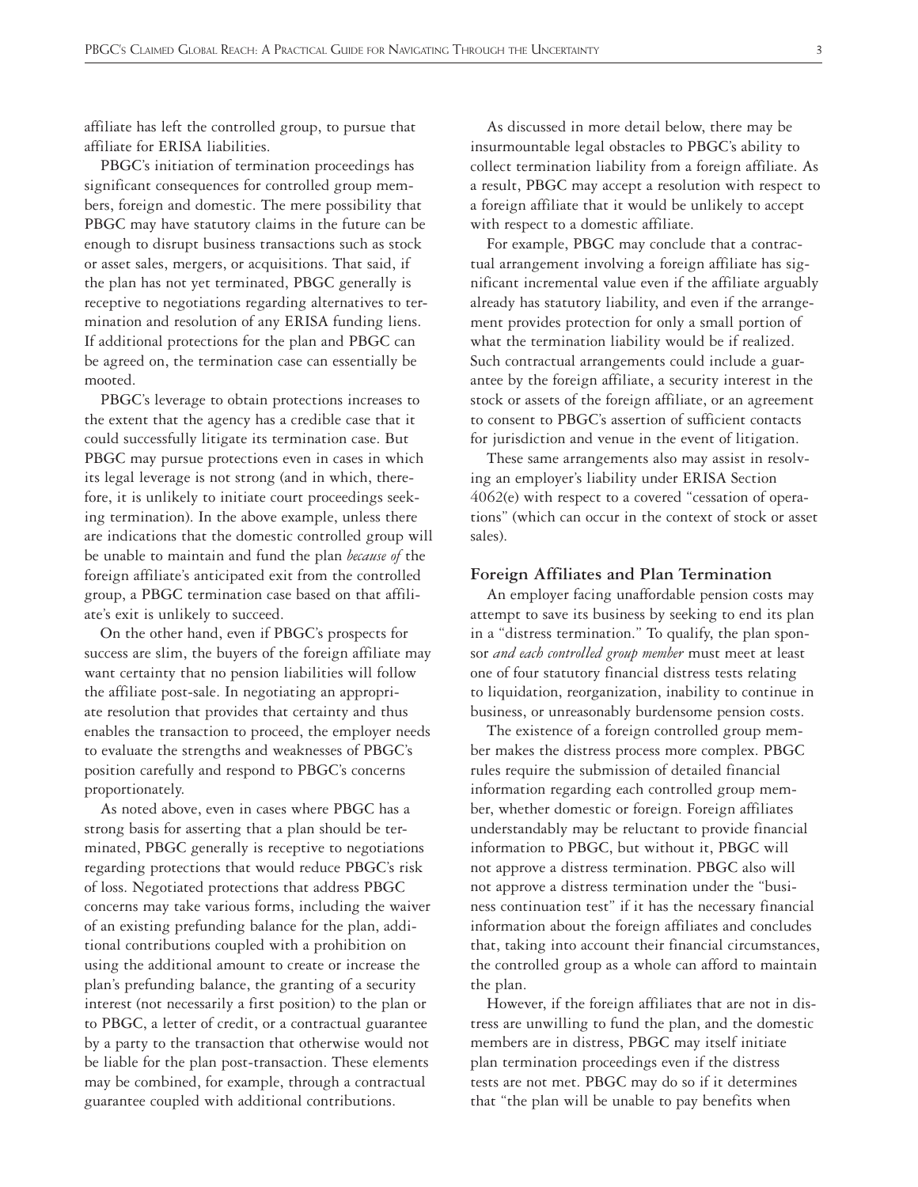affiliate has left the controlled group, to pursue that affiliate for ERISA liabilities.

PBGC's initiation of termination proceedings has significant consequences for controlled group members, foreign and domestic. The mere possibility that PBGC may have statutory claims in the future can be enough to disrupt business transactions such as stock or asset sales, mergers, or acquisitions. That said, if the plan has not yet terminated, PBGC generally is receptive to negotiations regarding alternatives to termination and resolution of any ERISA funding liens. If additional protections for the plan and PBGC can be agreed on, the termination case can essentially be mooted.

PBGC's leverage to obtain protections increases to the extent that the agency has a credible case that it could successfully litigate its termination case. But PBGC may pursue protections even in cases in which its legal leverage is not strong (and in which, therefore, it is unlikely to initiate court proceedings seeking termination). In the above example, unless there are indications that the domestic controlled group will be unable to maintain and fund the plan *because of* the foreign affiliate's anticipated exit from the controlled group, a PBGC termination case based on that affiliate's exit is unlikely to succeed.

On the other hand, even if PBGC's prospects for success are slim, the buyers of the foreign affiliate may want certainty that no pension liabilities will follow the affiliate post-sale. In negotiating an appropriate resolution that provides that certainty and thus enables the transaction to proceed, the employer needs to evaluate the strengths and weaknesses of PBGC's position carefully and respond to PBGC's concerns proportionately.

As noted above, even in cases where PBGC has a strong basis for asserting that a plan should be terminated, PBGC generally is receptive to negotiations regarding protections that would reduce PBGC's risk of loss. Negotiated protections that address PBGC concerns may take various forms, including the waiver of an existing prefunding balance for the plan, additional contributions coupled with a prohibition on using the additional amount to create or increase the plan's prefunding balance, the granting of a security interest (not necessarily a first position) to the plan or to PBGC, a letter of credit, or a contractual guarantee by a party to the transaction that otherwise would not be liable for the plan post-transaction. These elements may be combined, for example, through a contractual guarantee coupled with additional contributions.

As discussed in more detail below, there may be insurmountable legal obstacles to PBGC's ability to collect termination liability from a foreign affiliate. As a result, PBGC may accept a resolution with respect to a foreign affiliate that it would be unlikely to accept with respect to a domestic affiliate.

For example, PBGC may conclude that a contractual arrangement involving a foreign affiliate has significant incremental value even if the affiliate arguably already has statutory liability, and even if the arrangement provides protection for only a small portion of what the termination liability would be if realized. Such contractual arrangements could include a guarantee by the foreign affiliate, a security interest in the stock or assets of the foreign affiliate, or an agreement to consent to PBGC's assertion of sufficient contacts for jurisdiction and venue in the event of litigation.

These same arrangements also may assist in resolving an employer's liability under ERISA Section 4062(e) with respect to a covered "cessation of operations" (which can occur in the context of stock or asset sales).

### Foreign Affiliates and Plan Termination

An employer facing unaffordable pension costs may attempt to save its business by seeking to end its plan in a "distress termination." To qualify, the plan sponsor *and each controlled group member* must meet at least one of four statutory financial distress tests relating to liquidation, reorganization, inability to continue in business, or unreasonably burdensome pension costs.

The existence of a foreign controlled group member makes the distress process more complex. PBGC rules require the submission of detailed financial information regarding each controlled group member, whether domestic or foreign. Foreign affiliates understandably may be reluctant to provide financial information to PBGC, but without it, PBGC will not approve a distress termination. PBGC also will not approve a distress termination under the "business continuation test" if it has the necessary financial information about the foreign affiliates and concludes that, taking into account their financial circumstances, the controlled group as a whole can afford to maintain the plan.

However, if the foreign affiliates that are not in distress are unwilling to fund the plan, and the domestic members are in distress, PBGC may itself initiate plan termination proceedings even if the distress tests are not met. PBGC may do so if it determines that "the plan will be unable to pay benefits when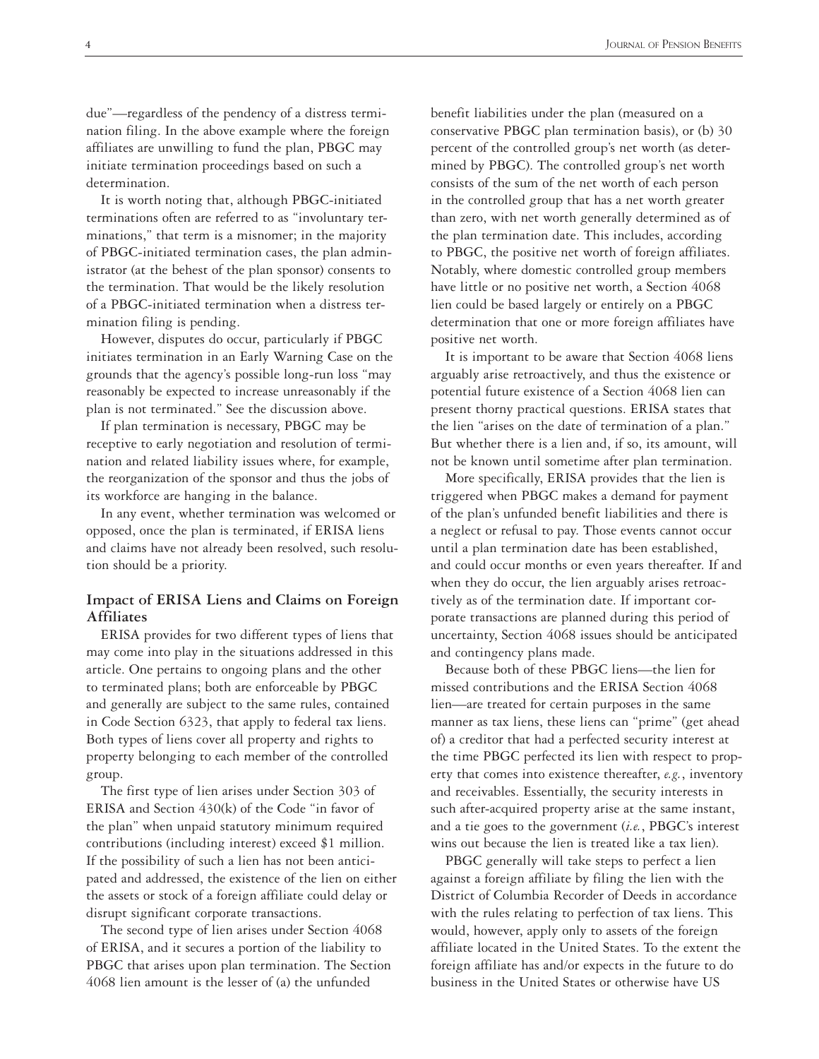due"—regardless of the pendency of a distress termination filing. In the above example where the foreign affiliates are unwilling to fund the plan, PBGC may initiate termination proceedings based on such a determination.

It is worth noting that, although PBGC-initiated terminations often are referred to as "involuntary terminations," that term is a misnomer; in the majority of PBGC-initiated termination cases, the plan administrator (at the behest of the plan sponsor) consents to the termination. That would be the likely resolution of a PBGC-initiated termination when a distress termination filing is pending.

However, disputes do occur, particularly if PBGC initiates termination in an Early Warning Case on the grounds that the agency's possible long-run loss "may reasonably be expected to increase unreasonably if the plan is not terminated." See the discussion above.

If plan termination is necessary, PBGC may be receptive to early negotiation and resolution of termination and related liability issues where, for example, the reorganization of the sponsor and thus the jobs of its workforce are hanging in the balance.

In any event, whether termination was welcomed or opposed, once the plan is terminated, if ERISA liens and claims have not already been resolved, such resolution should be a priority.

### Impact of ERISA Liens and Claims on Foreign Affiliates

ERISA provides for two different types of liens that may come into play in the situations addressed in this article. One pertains to ongoing plans and the other to terminated plans; both are enforceable by PBGC and generally are subject to the same rules, contained in Code Section 6323, that apply to federal tax liens. Both types of liens cover all property and rights to property belonging to each member of the controlled group.

The first type of lien arises under Section 303 of ERISA and Section 430(k) of the Code "in favor of the plan" when unpaid statutory minimum required contributions (including interest) exceed $1 million. If the possibility of such a lien has not been anticipated and addressed, the existence of the lien on either the assets or stock of a foreign affiliate could delay or disrupt significant corporate transactions.

The second type of lien arises under Section 4068 of ERISA, and it secures a portion of the liability to PBGC that arises upon plan termination. The Section 4068 lien amount is the lesser of (a) the unfunded benefit liabilities under the plan (measured on a conservative PBGC plan termination basis), or (b) 30 percent of the controlled group's net worth (as determined by PBGC). The controlled group's net worth consists of the sum of the net worth of each person in the controlled group that has a net worth greater than zero, with net worth generally determined as of the plan termination date. This includes, according to PBGC, the positive net worth of foreign affiliates. Notably, where domestic controlled group members have little or no positive net worth, a Section 4068 lien could be based largely or entirely on a PBGC determination that one or more foreign affiliates have positive net worth.

It is important to be aware that Section 4068 liens arguably arise retroactively, and thus the existence or potential future existence of a Section 4068 lien can present thorny practical questions. ERISA states that the lien "arises on the date of termination of a plan." But whether there is a lien and, if so, its amount, will not be known until sometime after plan termination.

More specifically, ERISA provides that the lien is triggered when PBGC makes a demand for payment of the plan's unfunded benefit liabilities and there is a neglect or refusal to pay. Those events cannot occur until a plan termination date has been established, and could occur months or even years thereafter. If and when they do occur, the lien arguably arises retroactively as of the termination date. If important corporate transactions are planned during this period of uncertainty, Section 4068 issues should be anticipated and contingency plans made.

Because both of these PBGC liens—the lien for missed contributions and the ERISA Section 4068 lien—are treated for certain purposes in the same manner as tax liens, these liens can "prime" (get ahead of) a creditor that had a perfected security interest at the time PBGC perfected its lien with respect to property that comes into existence thereafter, *e.g.*, inventory and receivables. Essentially, the security interests in such after-acquired property arise at the same instant, and a tie goes to the government (*i.e.*, PBGC's interest wins out because the lien is treated like a tax lien).

PBGC generally will take steps to perfect a lien against a foreign affiliate by filing the lien with the District of Columbia Recorder of Deeds in accordance with the rules relating to perfection of tax liens. This would, however, apply only to assets of the foreign affiliate located in the United States. To the extent the foreign affiliate has and/or expects in the future to do business in the United States or otherwise have US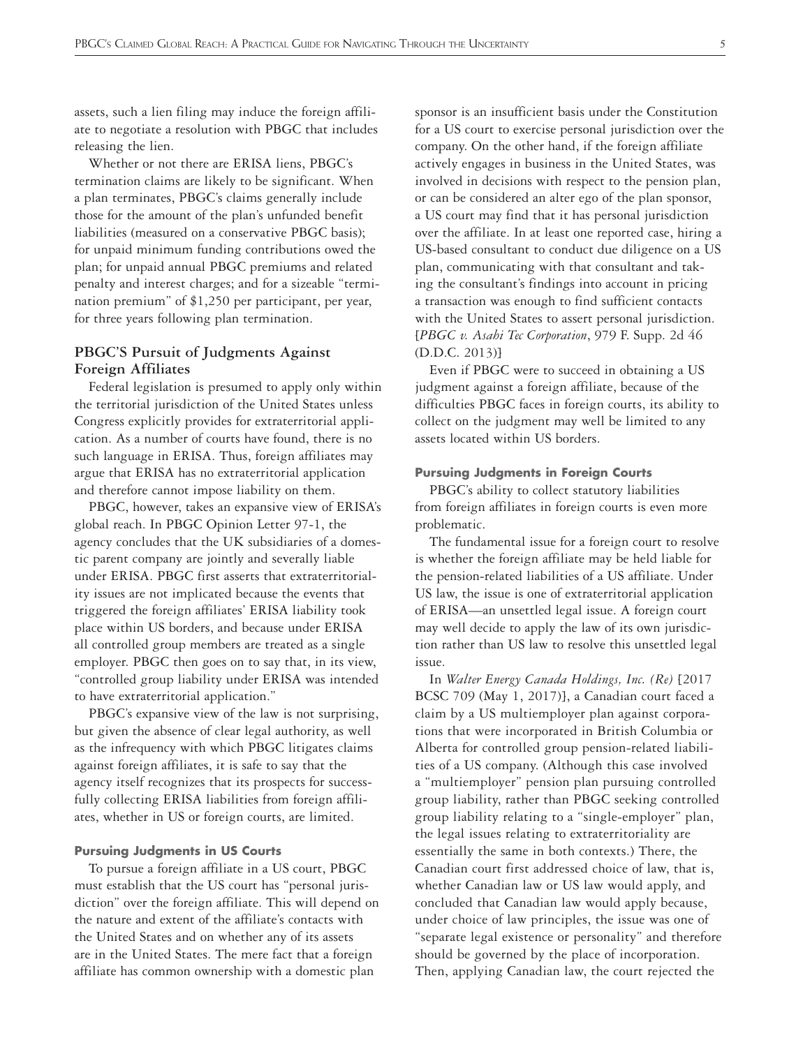assets, such a lien filing may induce the foreign affiliate to negotiate a resolution with PBGC that includes releasing the lien.

Whether or not there are ERISA liens, PBGC's termination claims are likely to be significant. When a plan terminates, PBGC's claims generally include those for the amount of the plan's unfunded benefit liabilities (measured on a conservative PBGC basis); for unpaid minimum funding contributions owed the plan; for unpaid annual PBGC premiums and related penalty and interest charges; and for a sizeable "termination premium" of $1,250 per participant, per year, for three years following plan termination.

## PBGC'S Pursuit of Judgments Against Foreign Affiliates

Federal legislation is presumed to apply only within the territorial jurisdiction of the United States unless Congress explicitly provides for extraterritorial application. As a number of courts have found, there is no such language in ERISA. Thus, foreign affiliates may argue that ERISA has no extraterritorial application and therefore cannot impose liability on them.

PBGC, however, takes an expansive view of ERISA's global reach. In PBGC Opinion Letter 97-1, the agency concludes that the UK subsidiaries of a domestic parent company are jointly and severally liable under ERISA. PBGC first asserts that extraterritoriality issues are not implicated because the events that triggered the foreign affiliates' ERISA liability took place within US borders, and because under ERISA all controlled group members are treated as a single employer. PBGC then goes on to say that, in its view, "controlled group liability under ERISA was intended to have extraterritorial application."

PBGC's expansive view of the law is not surprising, but given the absence of clear legal authority, as well as the infrequency with which PBGC litigates claims against foreign affiliates, it is safe to say that the agency itself recognizes that its prospects for successfully collecting ERISA liabilities from foreign affiliates, whether in US or foreign courts, are limited.

### Pursuing Judgments in US Courts

To pursue a foreign affiliate in a US court, PBGC must establish that the US court has "personal jurisdiction" over the foreign affiliate. This will depend on the nature and extent of the affiliate's contacts with the United States and on whether any of its assets are in the United States. The mere fact that a foreign affiliate has common ownership with a domestic plan sponsor is an insufficient basis under the Constitution for a US court to exercise personal jurisdiction over the company. On the other hand, if the foreign affiliate actively engages in business in the United States, was involved in decisions with respect to the pension plan, or can be considered an alter ego of the plan sponsor, a US court may find that it has personal jurisdiction over the affiliate. In at least one reported case, hiring a US-based consultant to conduct due diligence on a US plan, communicating with that consultant and taking the consultant's findings into account in pricing a transaction was enough to find sufficient contacts with the United States to assert personal jurisdiction. [*PBGC v. Asahi Tec Corporation*, 979 F. Supp. 2d 46 (D.D.C. 2013)]

Even if PBGC were to succeed in obtaining a US judgment against a foreign affiliate, because of the difficulties PBGC faces in foreign courts, its ability to collect on the judgment may well be limited to any assets located within US borders.

### Pursuing Judgments in Foreign Courts

PBGC's ability to collect statutory liabilities from foreign affiliates in foreign courts is even more problematic.

The fundamental issue for a foreign court to resolve is whether the foreign affiliate may be held liable for the pension-related liabilities of a US affiliate. Under US law, the issue is one of extraterritorial application of ERISA—an unsettled legal issue. A foreign court may well decide to apply the law of its own jurisdiction rather than US law to resolve this unsettled legal issue.

In *Walter Energy Canada Holdings, Inc. (Re)* [2017 BCSC 709 (May 1, 2017)], a Canadian court faced a claim by a US multiemployer plan against corporations that were incorporated in British Columbia or Alberta for controlled group pension-related liabilities of a US company. (Although this case involved a "multiemployer" pension plan pursuing controlled group liability, rather than PBGC seeking controlled group liability relating to a "single-employer" plan, the legal issues relating to extraterritoriality are essentially the same in both contexts.) There, the Canadian court first addressed choice of law, that is, whether Canadian law or US law would apply, and concluded that Canadian law would apply because, under choice of law principles, the issue was one of "separate legal existence or personality" and therefore should be governed by the place of incorporation. Then, applying Canadian law, the court rejected the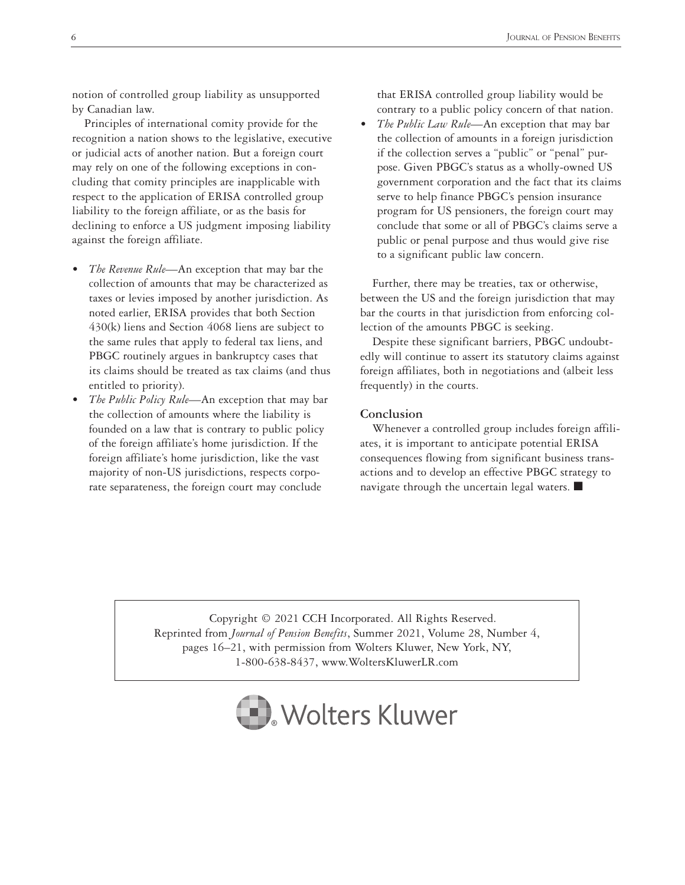notion of controlled group liability as unsupported by Canadian law.

Principles of international comity provide for the recognition a nation shows to the legislative, executive or judicial acts of another nation. But a foreign court may rely on one of the following exceptions in concluding that comity principles are inapplicable with respect to the application of ERISA controlled group liability to the foreign affiliate, or as the basis for declining to enforce a US judgment imposing liability against the foreign affiliate.

- *The Revenue Rule*—An exception that may bar the collection of amounts that may be characterized as taxes or levies imposed by another jurisdiction. As noted earlier, ERISA provides that both Section 430(k) liens and Section 4068 liens are subject to the same rules that apply to federal tax liens, and PBGC routinely argues in bankruptcy cases that its claims should be treated as tax claims (and thus entitled to priority).
- *The Public Policy Rule*—An exception that may bar the collection of amounts where the liability is founded on a law that is contrary to public policy of the foreign affiliate's home jurisdiction. If the foreign affiliate's home jurisdiction, like the vast majority of non-US jurisdictions, respects corporate separateness, the foreign court may conclude that ERISA controlled group liability would be contrary to a public policy concern of that nation.
- *The Public Law Rule*—An exception that may bar the collection of amounts in a foreign jurisdiction if the collection serves a "public" or "penal" purpose. Given PBGC's status as a wholly-owned US government corporation and the fact that its claims serve to help finance PBGC's pension insurance program for US pensioners, the foreign court may conclude that some or all of PBGC's claims serve a public or penal purpose and thus would give rise to a significant public law concern.

Further, there may be treaties, tax or otherwise, between the US and the foreign jurisdiction that may bar the courts in that jurisdiction from enforcing collection of the amounts PBGC is seeking.

Despite these significant barriers, PBGC undoubtedly will continue to assert its statutory claims against foreign affiliates, both in negotiations and (albeit less frequently) in the courts.

## Conclusion

Whenever a controlled group includes foreign affiliates, it is important to anticipate potential ERISA consequences flowing from significant business transactions and to develop an effective PBGC strategy to navigate through the uncertain legal waters. ■

Copyright © 2021 CCH Incorporated. All Rights Reserved.
Reprinted from *Journal of Pension Benefits*, Summer 2021, Volume 28, Number 4, pages 16–21, with permission from Wolters Kluwer, New York, NY, 1-800-638-8437, www.WoltersKluwerLR.com

Wolters Kluwer